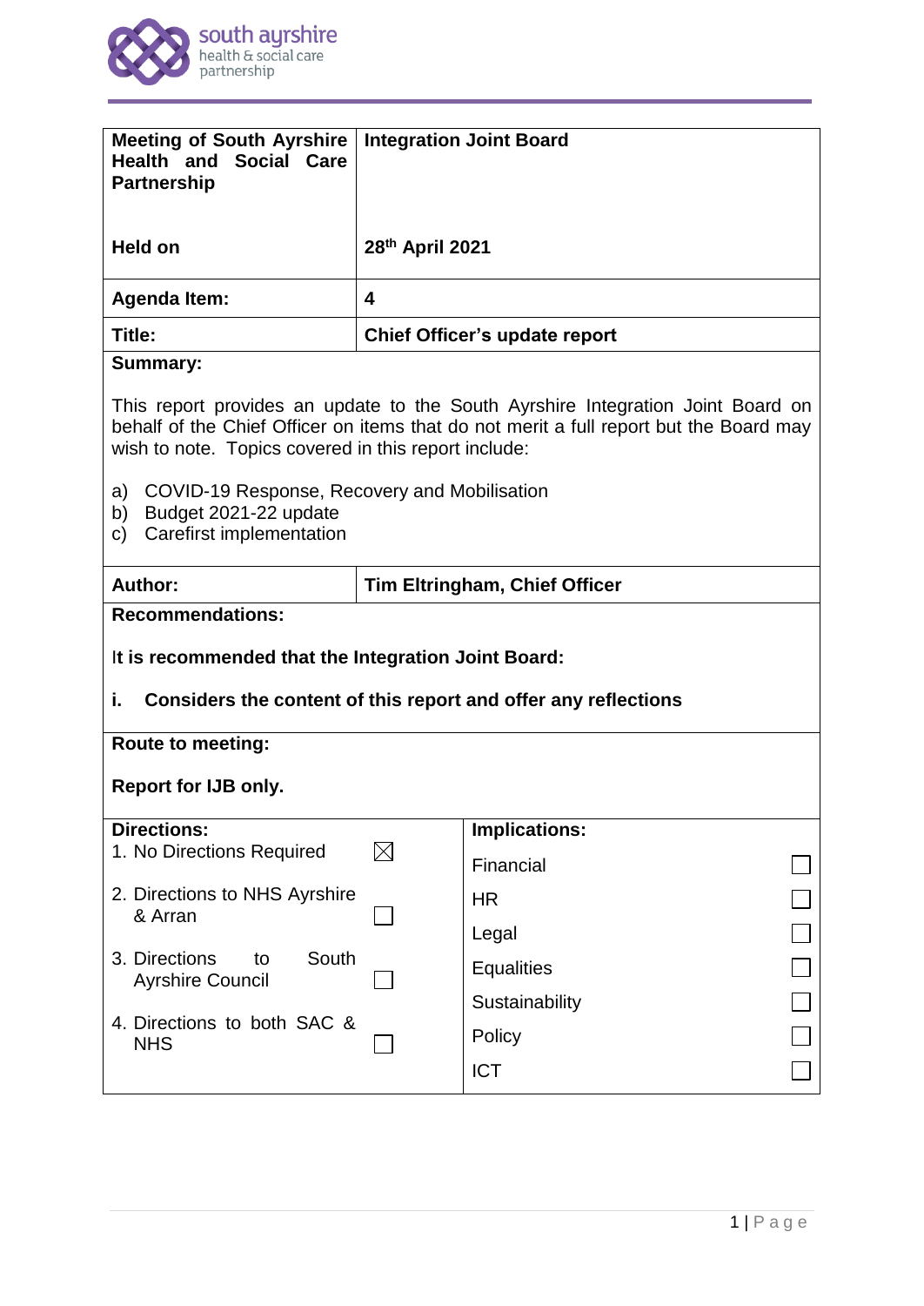| | |
|---|---|
| **Meeting of South Ayrshire Health and Social Care Partnership** | **Integration Joint Board** |
| **Held on** | **28th April 2021** |
| **Agenda Item:** | **4** |
| **Title:** | **Chief Officer's update report** |

**Summary:**

This report provides an update to the South Ayrshire Integration Joint Board on behalf of the Chief Officer on items that do not merit a full report but the Board may wish to note. Topics covered in this report include:

a) COVID-19 Response, Recovery and Mobilisation
b) Budget 2021-22 update
c) Carefirst implementation

| | |
|---|---|
| **Author:** | **Tim Eltringham, Chief Officer** |

**Recommendations:**

**It is recommended that the Integration Joint Board:**

**i. Considers the content of this report and offer any reflections**

**Route to meeting:**

**Report for IJB only.**

| **Directions:** | | **Implications:** | |
|---|---|---|---|
| 1. No Directions Required | ☒ | Financial | ☐ |
| 2. Directions to NHS Ayrshire & Arran | ☐ | HR | ☐ |
| 3. Directions to South Ayrshire Council | ☐ | Legal | ☐ |
| 4. Directions to both SAC & NHS | ☐ | Equalities | ☐ |
| | | Sustainability | ☐ |
| | | Policy | ☐ |
| | | ICT | ☐ |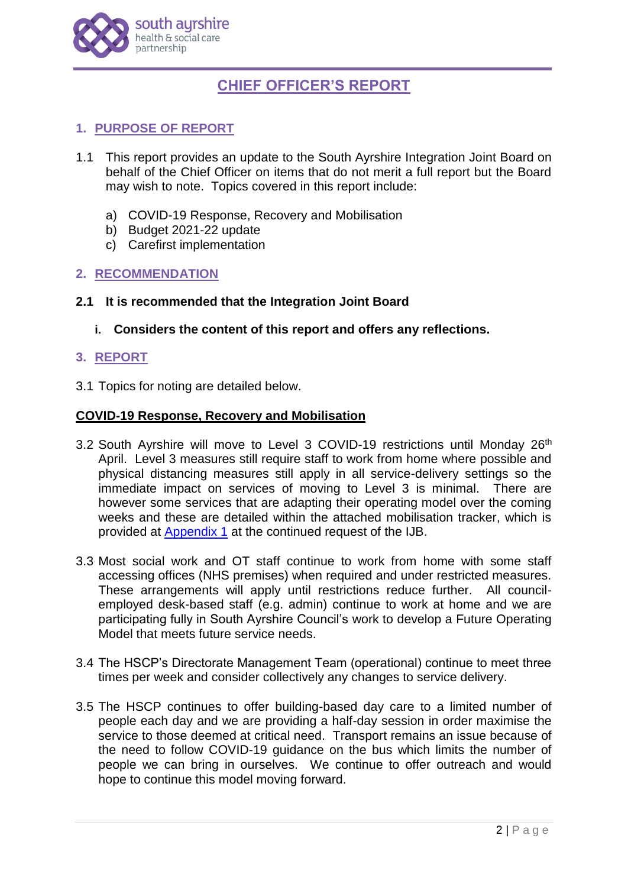# CHIEF OFFICER'S REPORT

## 1. PURPOSE OF REPORT

1.1 This report provides an update to the South Ayrshire Integration Joint Board on behalf of the Chief Officer on items that do not merit a full report but the Board may wish to note. Topics covered in this report include:

a) COVID-19 Response, Recovery and Mobilisation
b) Budget 2021-22 update
c) Carefirst implementation

## 2. RECOMMENDATION

**2.1 It is recommended that the Integration Joint Board**

**i. Considers the content of this report and offers any reflections.**

## 3. REPORT

3.1 Topics for noting are detailed below.

**COVID-19 Response, Recovery and Mobilisation**

3.2 South Ayrshire will move to Level 3 COVID-19 restrictions until Monday 26th April. Level 3 measures still require staff to work from home where possible and physical distancing measures still apply in all service-delivery settings so the immediate impact on services of moving to Level 3 is minimal. There are however some services that are adapting their operating model over the coming weeks and these are detailed within the attached mobilisation tracker, which is provided at Appendix 1 at the continued request of the IJB.

3.3 Most social work and OT staff continue to work from home with some staff accessing offices (NHS premises) when required and under restricted measures. These arrangements will apply until restrictions reduce further. All council-employed desk-based staff (e.g. admin) continue to work at home and we are participating fully in South Ayrshire Council's work to develop a Future Operating Model that meets future service needs.

3.4 The HSCP's Directorate Management Team (operational) continue to meet three times per week and consider collectively any changes to service delivery.

3.5 The HSCP continues to offer building-based day care to a limited number of people each day and we are providing a half-day session in order maximise the service to those deemed at critical need. Transport remains an issue because of the need to follow COVID-19 guidance on the bus which limits the number of people we can bring in ourselves. We continue to offer outreach and would hope to continue this model moving forward.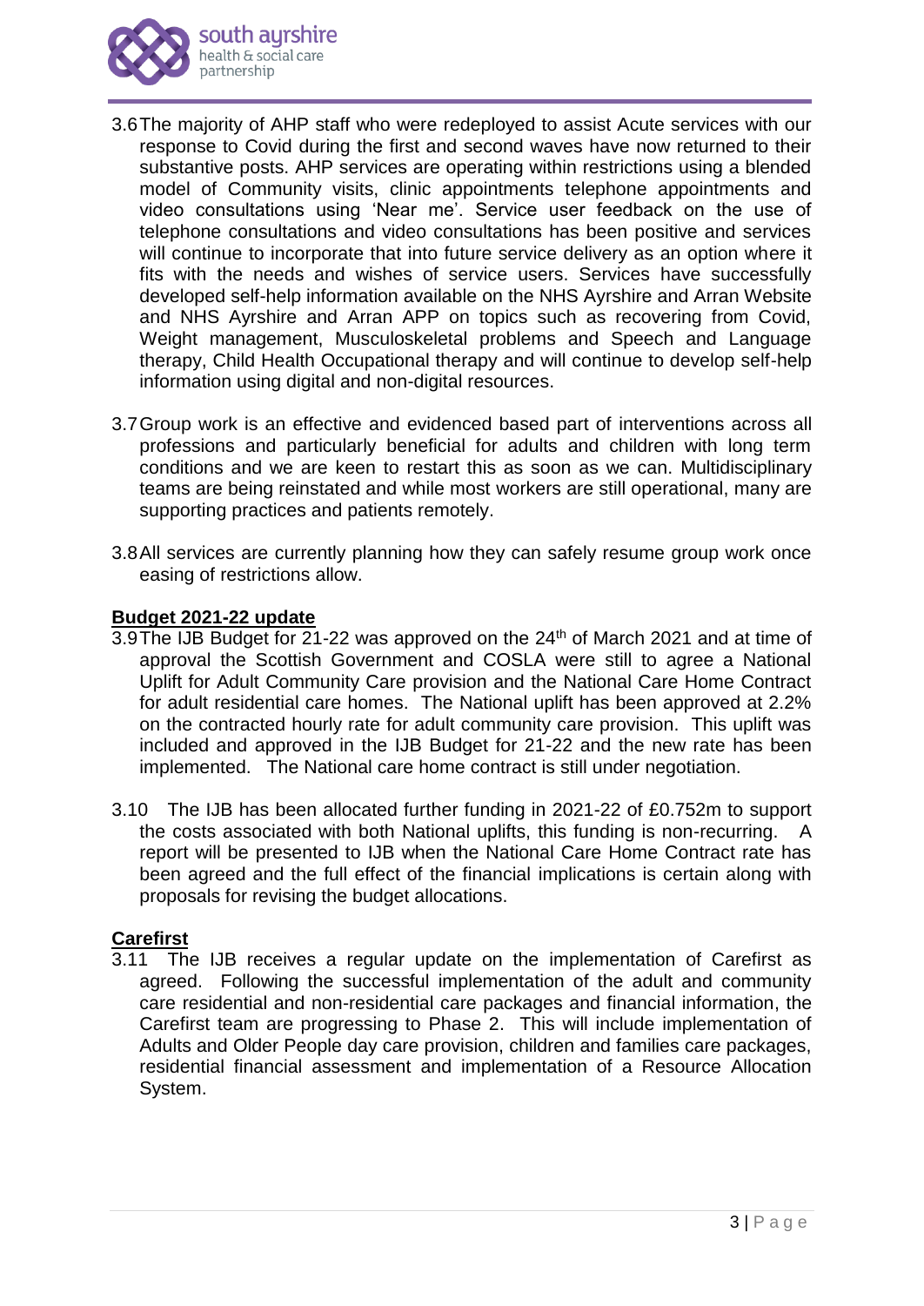3.6 The majority of AHP staff who were redeployed to assist Acute services with our response to Covid during the first and second waves have now returned to their substantive posts. AHP services are operating within restrictions using a blended model of Community visits, clinic appointments telephone appointments and video consultations using 'Near me'. Service user feedback on the use of telephone consultations and video consultations has been positive and services will continue to incorporate that into future service delivery as an option where it fits with the needs and wishes of service users. Services have successfully developed self-help information available on the NHS Ayrshire and Arran Website and NHS Ayrshire and Arran APP on topics such as recovering from Covid, Weight management, Musculoskeletal problems and Speech and Language therapy, Child Health Occupational therapy and will continue to develop self-help information using digital and non-digital resources.

3.7 Group work is an effective and evidenced based part of interventions across all professions and particularly beneficial for adults and children with long term conditions and we are keen to restart this as soon as we can. Multidisciplinary teams are being reinstated and while most workers are still operational, many are supporting practices and patients remotely.

3.8 All services are currently planning how they can safely resume group work once easing of restrictions allow.

**Budget 2021-22 update**

3.9 The IJB Budget for 21-22 was approved on the 24th of March 2021 and at time of approval the Scottish Government and COSLA were still to agree a National Uplift for Adult Community Care provision and the National Care Home Contract for adult residential care homes. The National uplift has been approved at 2.2% on the contracted hourly rate for adult community care provision. This uplift was included and approved in the IJB Budget for 21-22 and the new rate has been implemented. The National care home contract is still under negotiation.

3.10 The IJB has been allocated further funding in 2021-22 of £0.752m to support the costs associated with both National uplifts, this funding is non-recurring. A report will be presented to IJB when the National Care Home Contract rate has been agreed and the full effect of the financial implications is certain along with proposals for revising the budget allocations.

**Carefirst**

3.11 The IJB receives a regular update on the implementation of Carefirst as agreed. Following the successful implementation of the adult and community care residential and non-residential care packages and financial information, the Carefirst team are progressing to Phase 2. This will include implementation of Adults and Older People day care provision, children and families care packages, residential financial assessment and implementation of a Resource Allocation System.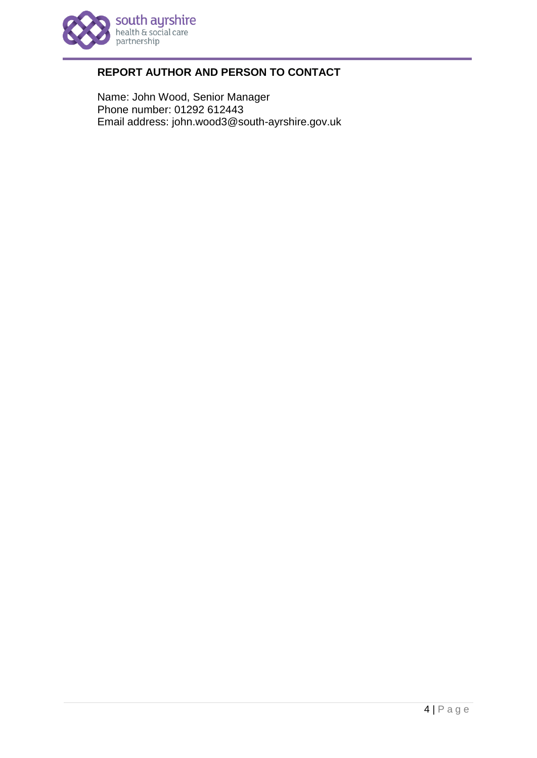## REPORT AUTHOR AND PERSON TO CONTACT

Name: John Wood, Senior Manager
Phone number: 01292 612443
Email address: john.wood3@south-ayrshire.gov.uk